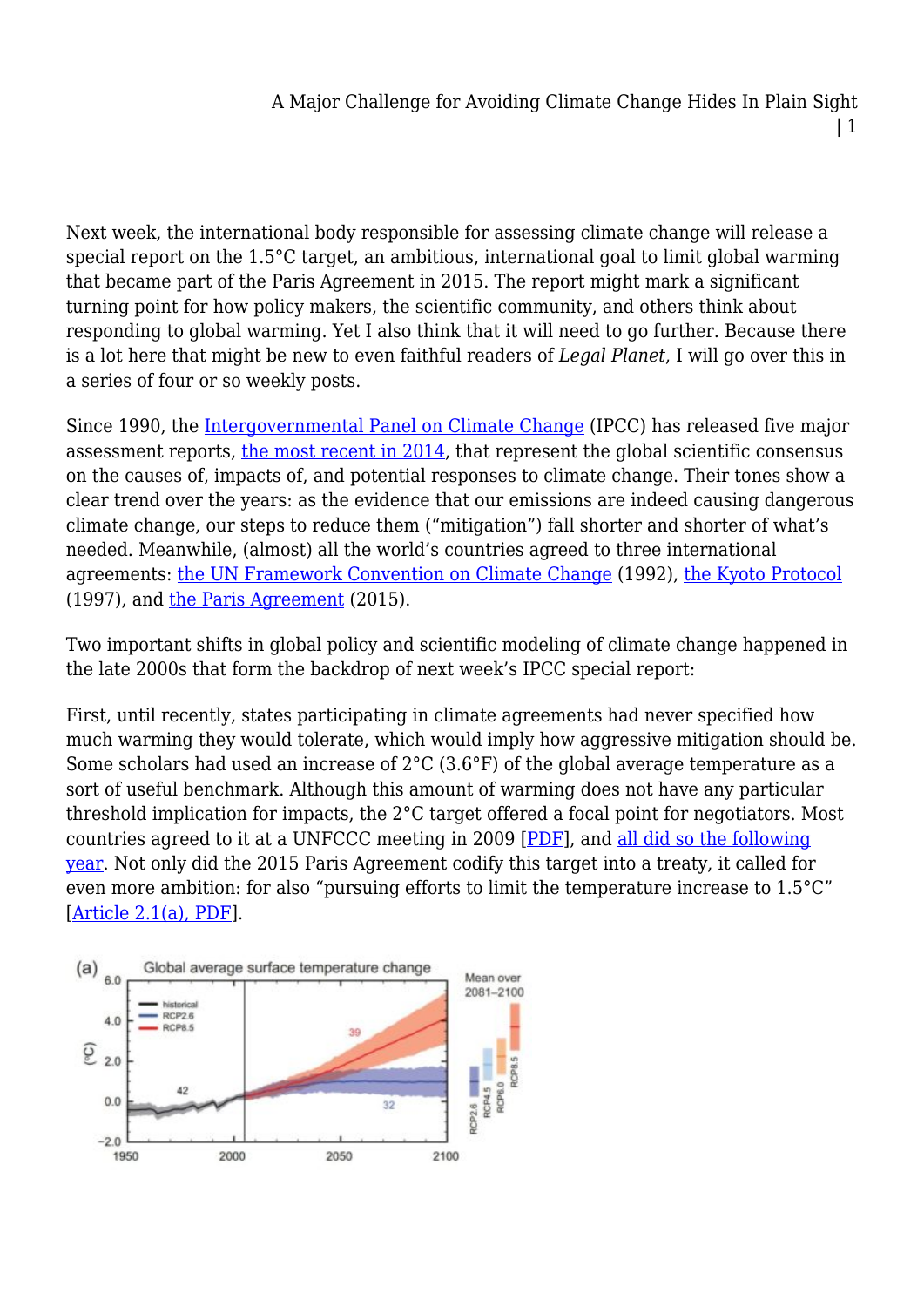Next week, the international body responsible for assessing climate change will release a special report on the 1.5°C target, an ambitious, international goal to limit global warming that became part of the Paris Agreement in 2015. The report might mark a significant turning point for how policy makers, the scientific community, and others think about responding to global warming. Yet I also think that it will need to go further. Because there is a lot here that might be new to even faithful readers of *Legal Planet*, I will go over this in a series of four or so weekly posts.

Since 1990, the Intergovernmental Panel on Climate Change (IPCC) has released five major assessment reports, the most recent in 2014, that represent the global scientific consensus on the causes of, impacts of, and potential responses to climate change. Their tones show a clear trend over the years: as the evidence that our emissions are indeed causing dangerous climate change, our steps to reduce them ("mitigation") fall shorter and shorter of what's needed. Meanwhile, (almost) all the world's countries agreed to three international agreements: the UN Framework Convention on Climate Change (1992), the Kyoto Protocol (1997), and the Paris Agreement (2015).

Two important shifts in global policy and scientific modeling of climate change happened in the late 2000s that form the backdrop of next week's IPCC special report:

First, until recently, states participating in climate agreements had never specified how much warming they would tolerate, which would imply how aggressive mitigation should be. Some scholars had used an increase of 2°C (3.6°F) of the global average temperature as a sort of useful benchmark. Although this amount of warming does not have any particular threshold implication for impacts, the 2°C target offered a focal point for negotiators. Most countries agreed to it at a UNFCCC meeting in 2009 [PDF], and all did so the following year. Not only did the 2015 Paris Agreement codify this target into a treaty, it called for even more ambition: for also "pursuing efforts to limit the temperature increase to 1.5°C" [Article 2.1(a), PDF].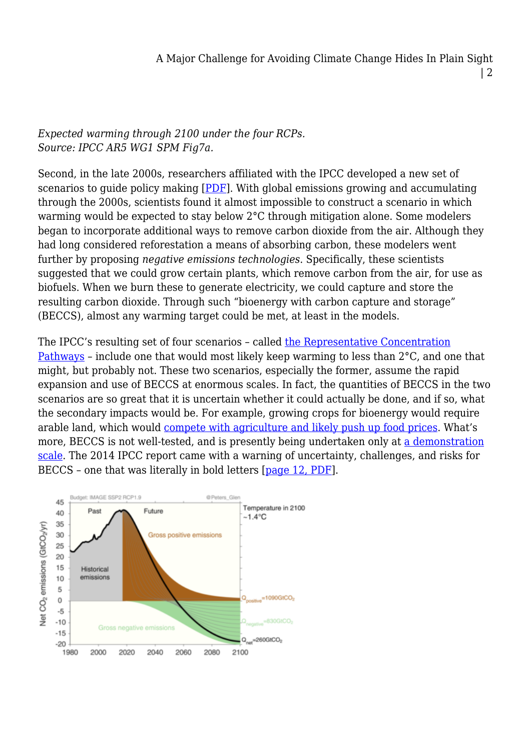*Expected warming through 2100 under the four RCPs.*
*Source: IPCC AR5 WG1 SPM Fig7a.*

Second, in the late 2000s, researchers affiliated with the IPCC developed a new set of scenarios to guide policy making [PDF]. With global emissions growing and accumulating through the 2000s, scientists found it almost impossible to construct a scenario in which warming would be expected to stay below 2°C through mitigation alone. Some modelers began to incorporate additional ways to remove carbon dioxide from the air. Although they had long considered reforestation a means of absorbing carbon, these modelers went further by proposing *negative emissions technologies*. Specifically, these scientists suggested that we could grow certain plants, which remove carbon from the air, for use as biofuels. When we burn these to generate electricity, we could capture and store the resulting carbon dioxide. Through such "bioenergy with carbon capture and storage" (BECCS), almost any warming target could be met, at least in the models.

The IPCC's resulting set of four scenarios – called the Representative Concentration Pathways – include one that would most likely keep warming to less than 2°C, and one that might, but probably not. These two scenarios, especially the former, assume the rapid expansion and use of BECCS at enormous scales. In fact, the quantities of BECCS in the two scenarios are so great that it is uncertain whether it could actually be done, and if so, what the secondary impacts would be. For example, growing crops for bioenergy would require arable land, which would compete with agriculture and likely push up food prices. What's more, BECCS is not well-tested, and is presently being undertaken only at a demonstration scale. The 2014 IPCC report came with a warning of uncertainty, challenges, and risks for BECCS – one that was literally in bold letters [page 12, PDF].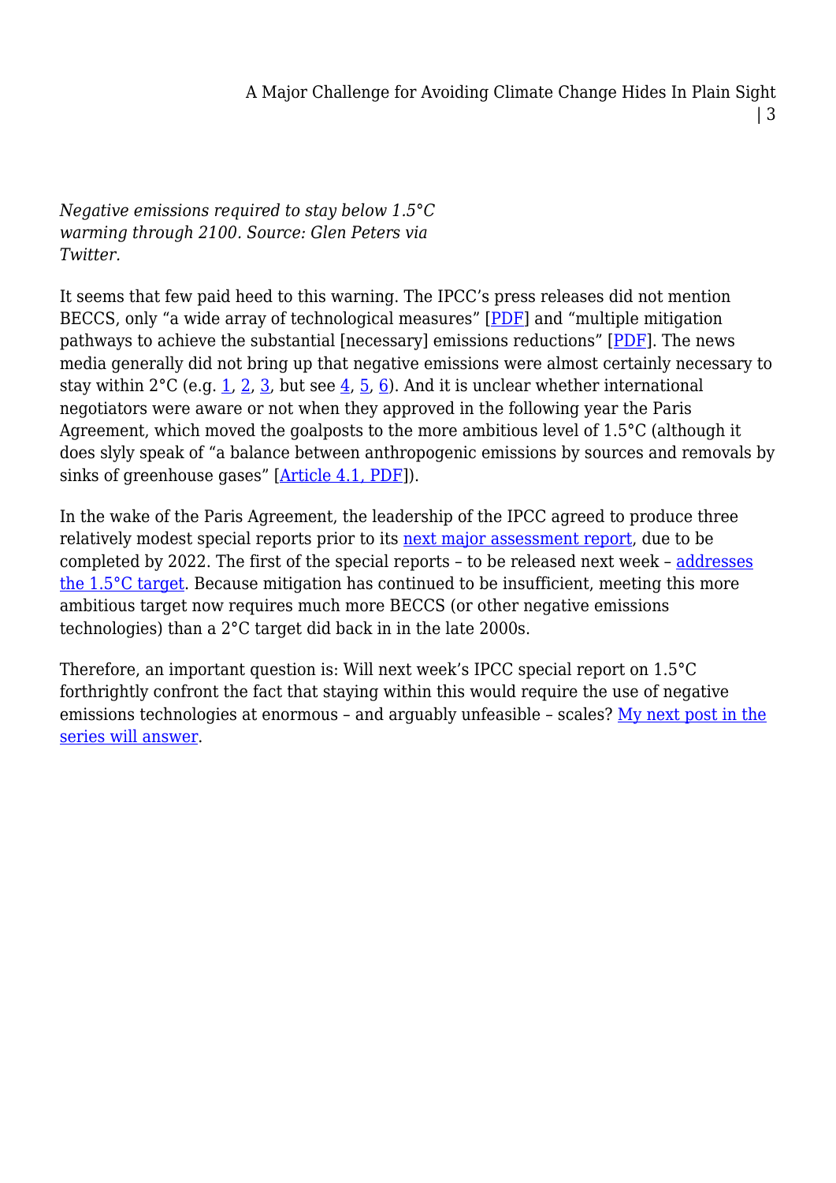*Negative emissions required to stay below 1.5°C warming through 2100. Source: Glen Peters via Twitter.*

It seems that few paid heed to this warning. The IPCC's press releases did not mention BECCS, only "a wide array of technological measures" [PDF] and "multiple mitigation pathways to achieve the substantial [necessary] emissions reductions" [PDF]. The news media generally did not bring up that negative emissions were almost certainly necessary to stay within 2°C (e.g. 1, 2, 3, but see 4, 5, 6). And it is unclear whether international negotiators were aware or not when they approved in the following year the Paris Agreement, which moved the goalposts to the more ambitious level of 1.5°C (although it does slyly speak of "a balance between anthropogenic emissions by sources and removals by sinks of greenhouse gases" [Article 4.1, PDF]).

In the wake of the Paris Agreement, the leadership of the IPCC agreed to produce three relatively modest special reports prior to its next major assessment report, due to be completed by 2022. The first of the special reports – to be released next week – addresses the 1.5°C target. Because mitigation has continued to be insufficient, meeting this more ambitious target now requires much more BECCS (or other negative emissions technologies) than a 2°C target did back in in the late 2000s.

Therefore, an important question is: Will next week's IPCC special report on 1.5°C forthrightly confront the fact that staying within this would require the use of negative emissions technologies at enormous – and arguably unfeasible – scales? My next post in the series will answer.